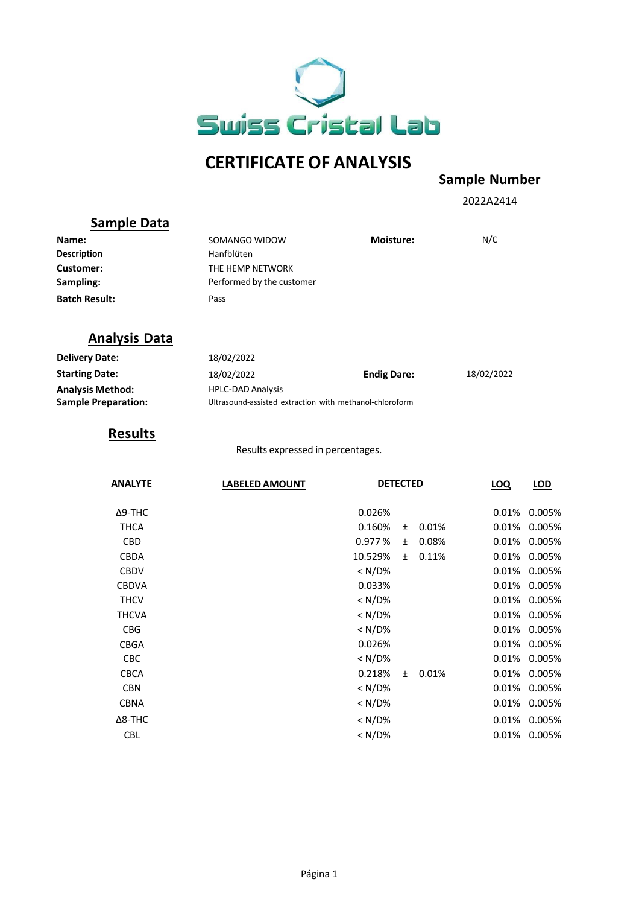Swiss Cristal Lab

# CERTIFICATE OF ANALYSIS

**Sample Number**

2022A2414

## Sample Data

| | | | |
|---|---|---|---|
| **Name:** | SOMANGO WIDOW | **Moisture:** | N/C |
| **Description** | Hanfblüten | | |
| **Customer:** | THE HEMP NETWORK | | |
| **Sampling:** | Performed by the customer | | |
| **Batch Result:** | Pass | | |

## Analysis Data

| | | | |
|---|---|---|---|
| **Delivery Date:** | 18/02/2022 | | |
| **Starting Date:** | 18/02/2022 | **Endig Dare:** | 18/02/2022 |
| **Analysis Method:** | HPLC-DAD Analysis | | |
| **Sample Preparation:** | Ultrasound-assisted extraction with methanol-chloroform | | |

## Results

Results expressed in percentages.

| ANALYTE | LABELED AMOUNT | DETECTED | | | LOQ | LOD |
|---|---|---|---|---|---|---|
| Δ9-THC | | 0.026% | | | 0.01% | 0.005% |
| THCA | | 0.160% | ± | 0.01% | 0.01% | 0.005% |
| CBD | | 0.977 % | ± | 0.08% | 0.01% | 0.005% |
| CBDA | | 10.529% | ± | 0.11% | 0.01% | 0.005% |
| CBDV | | < N/D% | | | 0.01% | 0.005% |
| CBDVA | | 0.033% | | | 0.01% | 0.005% |
| THCV | | < N/D% | | | 0.01% | 0.005% |
| THCVA | | < N/D% | | | 0.01% | 0.005% |
| CBG | | < N/D% | | | 0.01% | 0.005% |
| CBGA | | 0.026% | | | 0.01% | 0.005% |
| CBC | | < N/D% | | | 0.01% | 0.005% |
| CBCA | | 0.218% | ± | 0.01% | 0.01% | 0.005% |
| CBN | | < N/D% | | | 0.01% | 0.005% |
| CBNA | | < N/D% | | | 0.01% | 0.005% |
| Δ8-THC | | < N/D% | | | 0.01% | 0.005% |
| CBL | | < N/D% | | | 0.01% | 0.005% |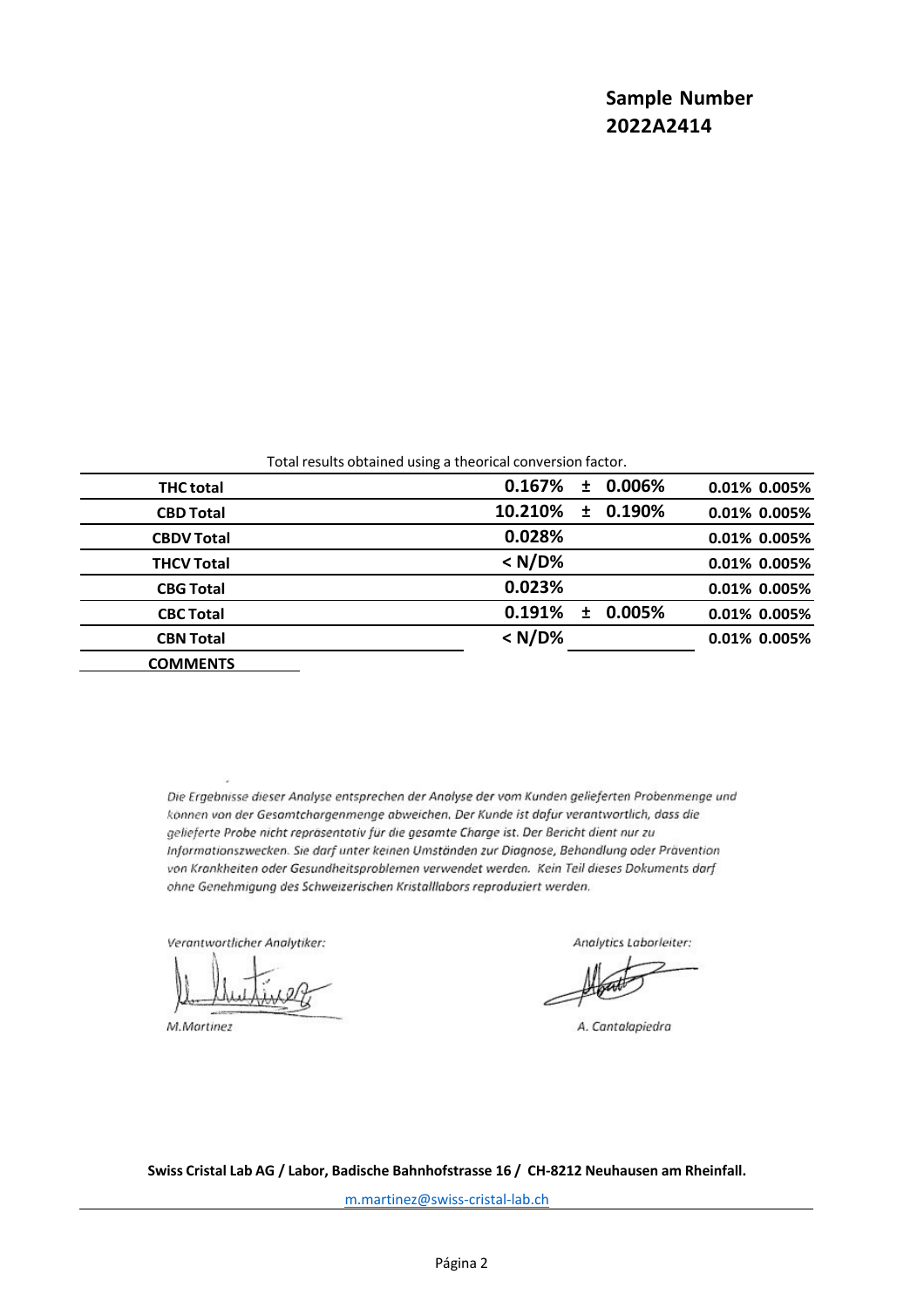**Sample Number**
**2022A2414**

Total results obtained using a theorical conversion factor.

| | | | | |
|---|---|---|---|---|
| **THC total** | **0.167%** | **± 0.006%** | **0.01%** | **0.005%** |
| **CBD Total** | **10.210%** | **± 0.190%** | **0.01%** | **0.005%** |
| **CBDV Total** | **0.028%** | | **0.01%** | **0.005%** |
| **THCV Total** | **< N/D%** | | **0.01%** | **0.005%** |
| **CBG Total** | **0.023%** | | **0.01%** | **0.005%** |
| **CBC Total** | **0.191%** | **± 0.005%** | **0.01%** | **0.005%** |
| **CBN Total** | **< N/D%** | | **0.01%** | **0.005%** |

**COMMENTS**

*Die Ergebnisse dieser Analyse entsprechen der Analyse der vom Kunden gelieferten Probenmenge und können von der Gesamtchargenmenge abweichen. Der Kunde ist dafür verantwortlich, dass die gelieferte Probe nicht repräsentativ für die gesamte Charge ist. Der Bericht dient nur zu Informationszwecken. Sie darf unter keinen Umständen zur Diagnose, Behandlung oder Prävention von Krankheiten oder Gesundheitsproblemen verwendet werden. Kein Teil dieses Dokuments darf ohne Genehmigung des Schweizerischen Kristalllabors reproduziert werden.*

*Verantwortlicher Analytiker:*

*M.Martinez*

*Analytics Laborleiter:*

*A. Cantalapiedra*

**Swiss Cristal Lab AG / Labor, Badische Bahnhofstrasse 16 / CH-8212 Neuhausen am Rheinfall.**

m.martinez@swiss-cristal-lab.ch